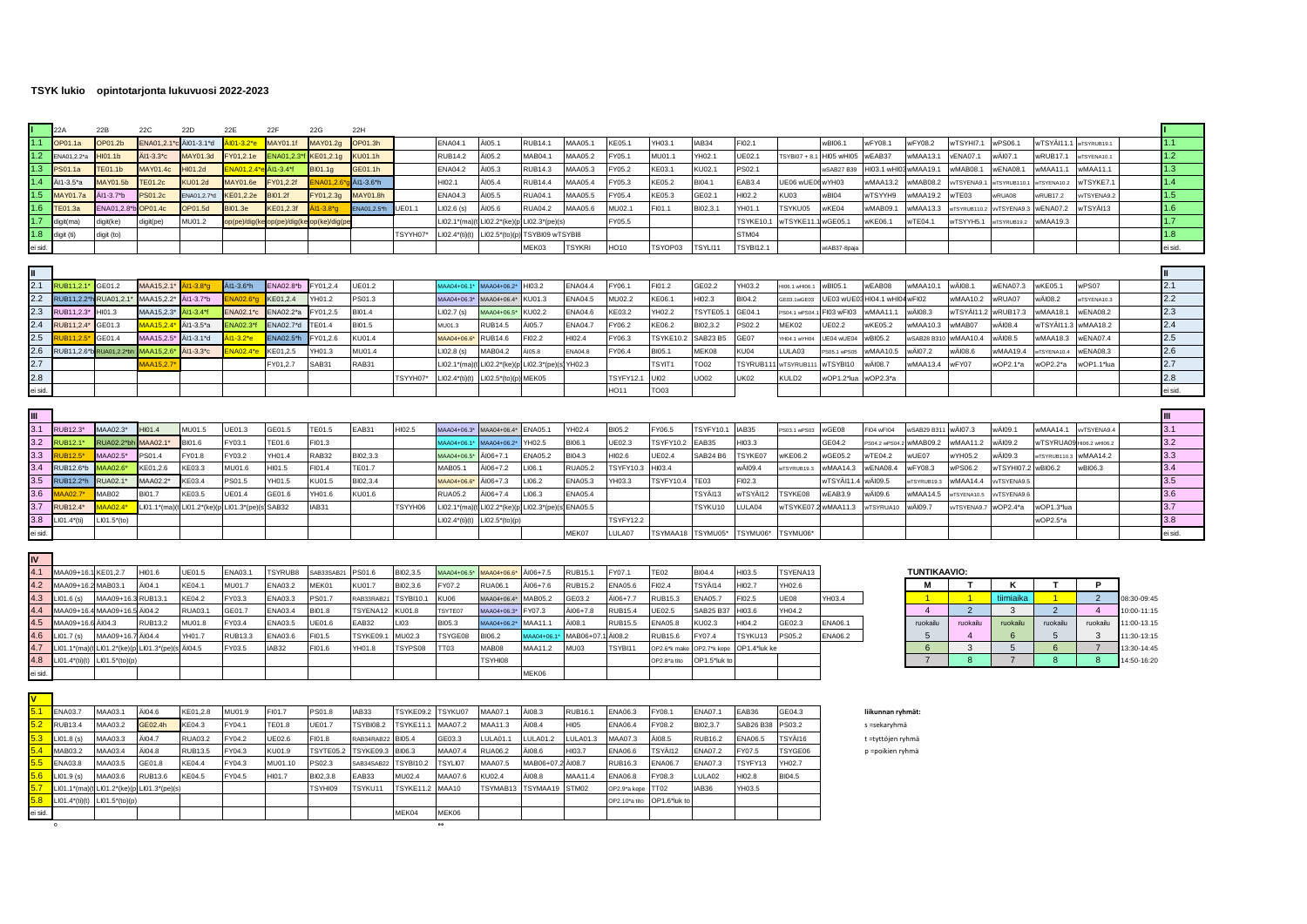# TSYK lukio opintotarjonta lukuvuosi 2022-2023

| I | 22A | 22B | 22C | 22D | 22E | 22F | 22G | 22H | | | | | | | | | | | | | | | | | I |
|---|---|---|---|---|---|---|---|---|---|---|---|---|---|---|---|---|---|---|---|---|---|---|---|---|---|
| 1.1 | OP01.1a | OP01.2b | ENA01,2.1*c | ÄI1-3.1*d | ÄI1-3.2*e | MAY01.1f | MAY01.2g | OP01.3h | | ENA04.1 | ÄI05.1 | RUB14.1 | MAA05.1 | KE05.1 | YH03.1 | IAB34 | FI02.1 | | wBI06.1 | wFY08.1 | wFY08.2 | wTSYHI7.1 | wPS06.1 | wTSYÄI11.1 | wTSYRUB19.1 | 1.1 |
| 1.2 | ENA01,2.2*a | HI01.1b | ÄI1-3.3*c | MAY01.3d | FY01,2.1e | ENA01,2.3*f | KE01,2.1g | KU01.1h | | RUB14.2 | ÄI05.2 | MAB04.1 | MAA05.2 | FY05.1 | MU01.1 | YH02.1 | UE02.1 | TSYBI07 + 8.1 | HI05 wHI05 | wEAB37 | wMAA13.1 | vENA07.1 | wÄI07.1 | wRUB17.1 | wTSYENA10.1 | 1.2 |
| 1.3 | PS01.1a | TE01.1b | MAY01.4c | HI01.2d | ENA01,2.4*e | ÄI1-3.4*f | BI01.1g | GE01.1h | | ENA04.2 | ÄI05.3 | RUB14.3 | MAA05.3 | FY05.2 | KE03.1 | KU02.1 | PS02.1 | wSAB27 B39 | HI03.1 wHI03 | wMAA19.1 | wMAB08.1 | wENA08.1 | wMAA11.1 | wMAA11.1 | | 1.3 |
| 1.4 | ÄI1-3.5*a | MAY01.5b | TE01.2c | KU01.2d | MAY01.6e | FY01,2.2f | ENA01,2.6*g | ÄI1-3.6*h | | HI02.1 | ÄI05.4 | RUB14.4 | MAA05.4 | FY05.3 | KE05.2 | BI04.1 | EAB3.4 | UE06 wUE06 | wYH03 | wMAA13.2 | wMAB08.2 | wTSYENA9.1 | wTSYRUB110.1 | wTSYENA10.2 | wTSYKE7.1 | 1.4 |
| 1.5 | MAY01.7a | ÄI1-3.7*b | PS01.2c | ENA01,2.7*d | KE01,2.2e | BI01.2f | FY01,2.3g | MAY01.8h | | ENA04.3 | ÄI05.5 | RUA04.1 | MAA05.5 | FY05.4 | KE05.3 | GE02.1 | HI02.2 | KU03 | wBI04 | wTSYYH9 | wMAA19.2 | wTE03 | wRUA08 | wRUB17.2 | wTSYENA9.2 | 1.5 |
| 1.6 | TE01.3a | ENA01,2.8*b | OP01.4c | OP01.5d | BI01.3e | KE01,2.3f | ÄI1-3.8*g | ENA01,2.5*h | UE01.1 | LI02.6 (s) | ÄI05.6 | RUA04.2 | MAA05.6 | MU02.1 | FI01.1 | BI02,3.1 | YH01.1 | TSYKU05 | wKE04 | wMAB09.1 | wMAA13.3 | wTSYRUB110.2 | wTSYENA9.3 | wENA07.2 | wTSYÄI13 | 1.6 |
| 1.7 | digit(ma) | digit(ke) | digit(pe) | MU01.2 | op(pe)/digi(ke) | op(pe)/digi(ke) | op(ke)/digi(pe) | | | LI02.1*(ma)(t) | LI02.2*(ke)(p) | LI02.3*(pe)(s) | | FY05.5 | | | TSYKE10.1 | wTSYKE11.1 | wGE05.1 | wKE06.1 | wTE04.1 | wTSYYH5.1 | wTSYRUB19.2 | wMAA19.3 | | 1.7 |
| 1.8 | digit (ti) | digit (to) | | | | | | | TSYYH07* | LI02.4*(ti)(t) | LI02.5*(to)(p) | TSYBI09 wTSYBI8 | | | | | STM04 | | | | | | | | | 1.8 |
| ei sid. | | | | | | | | | | | | MEK03 | TSYKRI | HO10 | TSYOP03 | TSYLI11 | TSYBI12.1 | | wIAB37-8paja | | | | | | | ei sid. |

| II | | | | | | | | | | | | | | | | | | | | | | | | | II |
|---|---|---|---|---|---|---|---|---|---|---|---|---|---|---|---|---|---|---|---|---|---|---|---|---|---|
| 2.1 | RUB11,2.1* | GE01.2 | MAA15,2.1* | ÄI1-3.8*g | ÄI1-3.6*h | ENA02.8*b | FY01,2.4 | UE01.2 | | MAA04+06.1* | MAA04+06.2* | HI03.2 | ENA04.4 | FY06.1 | FI01.2 | GE02.2 | YH03.2 | HI06.1 wHI06.1 | wBI05.1 | wEAB08 | wMAA10.1 | wÄI08.1 | wENA07.3 | wKE05.1 | wPS07 | 2.1 |
| 2.2 | RUB11,2.2*h | RUA01,2.1* | MAA15,2.2* | ÄI1-3.7*b | ENA02.6*g | KE01,2.4 | YH01.2 | PS01.3 | | MAA04+06.3* | MAA04+06.4* | KU01.3 | ENA04.5 | MU02.2 | KE06.1 | HI02.3 | BI04.2 | GE03.1wGE03 | UE03 wUE03 | HI04.1 wHI04 | wFI02 | wMAA10.2 | wRUA07 | wÄI08.2 | wTSYENA10.3 | 2.2 |
| 2.3 | RUB11,2.3* | HI01.3 | MAA15,2.3* | ÄI1-3.4*f | ENA02.1*c | ENA02.2*a | FY01,2.5 | BI01.4 | | LI02.7 (s) | MAA04+06.5* | KU02.2 | ENA04.6 | KE03.2 | YH02.2 | TSYTE05.1 | GE04.1 | PS04.1 wPS04.1 | FI03 wFI03 | wMAA11.1 | wÄI08.3 | wTSYÄI11.2 | wRUB17.3 | wMAA18.1 | wENA08.2 | 2.3 |
| 2.4 | RUB11,2.4* | GE01.3 | MAA15,2.4* | ÄI1-3.5*a | ENA02.3*f | ENA02.7*d | TE01.4 | BI01.5 | | MU01.3 | RUB14.5 | ÄI05.7 | ENA04.7 | FY06.2 | KE06.2 | BI02,3.2 | PS02.2 | MEK02 | UE02.2 | wKE05.2 | wMAA10.3 | wMAB07 | wÄI08.4 | wTSYÄI11.3 | wMAA18.2 | 2.4 |
| 2.5 | RUB11,2.5* | GE01.4 | MAA15,2.5* | ÄI1-3.1*d | ÄI1-3.2*e | ENA02.5*h | FY01,2.6 | KU01.4 | | MAA04+06.6* | RUB14.6 | FI02.2 | HI02.4 | FY06.3 | TSYKE10.2 | SAB23 B5 | GE07 | YH04.1 wYH04 | UE04 wUE04 | wBI05.2 | wSAB28 B310 | wMAA10.4 | wÄI08.5 | wMAA18.3 | wENA07.4 | 2.5 |
| 2.6 | RUB11,2.6*b | RUA01,2.2*bh | MAA15,2.6* | ÄI1-3.3*c | ENA02.4*e | KE01,2.5 | YH01.3 | MU01.4 | | LI02.8 (s) | MAB04.2 | ÄI05.8 | ENA04.8 | FY06.4 | BI05.1 | MEK08 | KU04 | LULA03 | PS05.1 wPS05 | wMAA10.5 | wÄI07.2 | wÄI08.6 | wMAA19.4 | wTSYENA10.4 | wENA08.3 | 2.6 |
| 2.7 | | | MAA15,2.7* | | | FY01,2.7 | SAB31 | RAB31 | | LI02.1*(ma)(t) | LI02.2*(ke)(p) | LI02.3*(pe)(s) | YH02.3 | | TSYIT1 | TO02 | TSYRUB111 | wTSYRUB111 | wTSYBI10 | wÄI08.7 | wMAA13.4 | wFY07 | wOP2.1*a | wOP2.2*a | wOP1.1*lua | 2.7 |
| 2.8 | | | | | | | | | TSYYH07* | LI02.4*(ti)(t) | LI02.5*(to)(p) | MEK05 | | TSYFY12.1 | UI02 | UO02 | UK02 | KULD2 | wOP1.2*lua | wOP2.3*a | | | | | | 2.8 |
| ei sid. | | | | | | | | | | | | | | HO11 | TO03 | | | | | | | | | | | ei sid. |

| III | | | | | | | | | | | | | | | | | | | | | | | | | III |
|---|---|---|---|---|---|---|---|---|---|---|---|---|---|---|---|---|---|---|---|---|---|---|---|---|---|
| 3.1 | RUB12.3* | MAA02.3* | HI01.4 | MU01.5 | UE01.3 | GE01.5 | TE01.5 | EAB31 | HI02.5 | MAA04+06.3* | MAA04+06.4* | ENA05.1 | YH02.4 | BI05.2 | FY06.5 | TSYFY10.1 | IAB35 | PS03.1 wPS03 | wGE08 | FI04 wFI04 | wSAB29 B311 | wÄI07.3 | wÄI09.1 | wMAA14.1 | wTSYENA9.4 | 3.1 |
| 3.2 | RUB12.1* | RUA02.2*bh | MAA02.1* | BI01.6 | FY03.1 | TE01.6 | FI01.3 | | | MAA04+06.1* | MAA04+06.2* | YH02.5 | BI06.1 | UE02.3 | TSYFY10.2 | EAB35 | HI03.3 | | GE04.2 | PS04.2 wPS04.2 | wMAB09.2 | wMAA11.2 | wÄI09.2 | wTSYRUA09 | HI06.2 wHI06 | 3.2 |
| 3.3 | RUB12.5* | MAA02.5* | PS01.4 | FY01.8 | FY03.2 | YH01.4 | RAB32 | BI02,3.3 | | MAA04+06.5* | ÄI06+7.1 | ENA05.2 | BI04.3 | HI02.6 | UE02.4 | SAB24 B6 | TSYKE07 | wKE06.2 | wGE05.2 | wTE04.2 | wUE07 | wYH05.2 | wÄI09.3 | wTSYRUB110.3 | wMAA14.2 | 3.3 |
| 3.4 | RUB12.6*b | MAA02.6* | KE01,2.6 | KE03.3 | MU01.6 | HI01.5 | FI01.4 | TE01.7 | | MAB05.1 | ÄI06+7.2 | LI06.1 | RUA05.2 | TSYFY10.3 | HI03.4 | | wÄI09.4 | wTSYRUB19.3 | wMAA14.3 | wENA08.4 | wFY08.3 | wPS06.2 | wTSYHI07.2 | wBI06.2 | wBI06.3 | 3.4 |
| 3.5 | RUB12.2*h | RUA02.1* | MAA02.2* | KE03.4 | PS01.5 | YH01.5 | KU01.5 | BI02,3.4 | | MAA04+06.6* | ÄI06+7.3 | LI06.2 | ENA05.3 | YH03.3 | TSYFY10.4 | TE03 | FI02.3 | | wTSYÄI11.4 | wÄI09.5 | wTSYRUB19.3 | wMAA14.4 | wTSYENA9.5 | | | 3.5 |
| 3.6 | MAA02.7* | MAB02 | BI01.7 | KE03.5 | UE01.4 | GE01.6 | YH01.6 | KU01.6 | | RUA05.2 | ÄI06+7.4 | LI06.3 | ENA05.4 | | | TSYÄI13 | wTSYÄI12 | TSYKE08 | wEAB3.9 | wÄI09.6 | wMAA14.5 | wTSYENA10.5 | wTSYENA9.6 | | | 3.6 |
| 3.7 | RUB12.4* | MAA02.4* | LI01.1*(ma)(t) | LI01.2*(ke)(p) | LI01.3*(pe)(s) | SAB32 | IAB31 | | TSYYH06 | LI02.1*(ma)(t) | LI02.2*(ke)(p) | LI02.3*(pe)(s) | ENA05.5 | | | TSYKU10 | LULA04 | wTSYKE07.2 | wMAA11.3 | wTSYRUA10 | wÄI09.7 | wTSYENA9.7 | wOP2.4*a | wOP1.3*lua | | 3.7 |
| 3.8 | LI01.4*(ti) | LI01.5*(to) | | | | | | | | LI02.4*(ti)(t) | LI02.5*(to)(p) | | | TSYFY12.2 | | | | | | | | | | wOP2.5*a | | 3.8 |
| ei sid. | | | | | | | | | | | | | MEK07 | LULA07 | TSYMAA18 | TSYMU05* | TSYMU06* | TSYMU06* | | | | | | | | ei sid. |

| IV | | | | | | | | | | | | | | | | | | | | | | | | | |
|---|---|---|---|---|---|---|---|---|---|---|---|---|---|---|---|---|---|---|---|---|---|---|---|---|---|
| 4.1 | MAA09+16.1 | KE01,2.7 | HI01.6 | UE01.5 | ENA03.1 | TSYRUB8 | SAB33SAB21 | PS01.6 | BI02,3.5 | MAA04+06.5* | MAA04+06.6* | ÄI06+7.5 | RUB15.1 | FY07.1 | TE02 | BI04.4 | HI03.5 | TSYENA13 | | | | | | | | |
| 4.2 | MAA09+16.2 | MAB03.1 | ÄI04.1 | KE04.1 | MU01.7 | ENA03.2 | MEK01 | KU01.7 | BI02,3.6 | FY07.2 | RUA06.1 | ÄI06+7.6 | RUB15.2 | ENA05.6 | FI02.4 | TSYÄI14 | HI02.7 | YH02.6 | | | | | | | | |
| 4.3 | LI01.6 (s) | MAA09+16.3 | RUB13.1 | KE04.2 | FY03.3 | ENA03.3 | PS01.7 | RAB33RAB21 | TSYBI10.1 | KU06 | MAA04+06.4* | MAB05.2 | GE03.2 | ÄI06+7.7 | RUB15.3 | ENA05.7 | FI02.5 | UE08 | YH03.4 | | | | | | | |
| 4.4 | MAA09+16.4 | MAA09+16.5 | ÄI04.2 | RUA03.1 | GE01.7 | ENA03.4 | BI01.8 | TSYENA12 | KU01.8 | TSYTE07 | MAA04+06.3* | FY07.3 | ÄI06+7.8 | RUB15.4 | UE02.5 | SAB25 B37 | HI03.6 | YH04.2 | | | | | | | | |
| 4.5 | MAA09+16.6 | ÄI04.3 | RUB13.2 | MU01.8 | FY03.4 | ENA03.5 | UE01.6 | EAB32 | LI03 | BI05.3 | MAA04+06.2* | MAA11.1 | ÄI08.1 | RUB15.5 | ENA05.8 | KU02.3 | HI04.2 | GE02.3 | ENA06.1 | | | | | | | |
| 4.6 | LI01.7 (s) | MAA09+16.7 | ÄI04.4 | YH01.7 | RUB13.3 | ENA03.6 | FI01.5 | TSYKE09.1 | MU02.3 | TSYGE08 | BI06.2 | MAA04+06.1* | MAB06+07.1 | ÄI08.2 | RUB15.6 | FY07.4 | TSYKU13 | PS05.2 | ENA06.2 | | | | | | | |
| 4.7 | LI01.1*(ma)(t) | LI01.2*(ke)(p) | LI01.3*(pe)(s) | ÄI04.5 | FY03.5 | IAB32 | FI01.6 | YH01.8 | TSYPS08 | TT03 | MAB08 | MAA11.2 | MU03 | TSYBI11 | OP2.6*a make | OP2.7*a kope | OP1.4*luk ke | | | | | | | | | |
| 4.8 | LI01.4*(ti)(t) | LI01.5*(to)(p) | | | | | | | | | | TSYHI08 | | | OP2.8*a tito | OP1.5*luk to | | | | | | | | | | |
| ei sid. | | | | | | | | | | | | | MEK06 | | | | | | | | | | | | | |

**TUNTIKAAVIO:**

| M | T | K | T | P | |
|---|---|---|---|---|---|
| 1 | 1 | tiimiaika | 1 | 2 | 08:30-09:45 |
| 4 | 2 | 3 | 2 | 4 | 10:00-11:15 |
| ruokailu | ruokailu | ruokailu | ruokailu | ruokailu | 11:00-13.15 |
| 5 | 4 | 6 | 5 | 3 | 11:30-13:15 |
| 6 | 3 | 5 | 6 | 7 | 13:30-14:45 |
| 7 | 8 | 7 | 8 | 8 | 14:50-16:20 |

| V | | | | | | | | | | | | | | | | | | | | | | | | | |
|---|---|---|---|---|---|---|---|---|---|---|---|---|---|---|---|---|---|---|---|---|---|---|---|---|---|
| 5.1 | ENA03.7 | MAA03.1 | ÄI04.6 | KE01,2.8 | MU01.9 | FI01.7 | PS01.8 | IAB33 | TSYKE09.2 | TSYKU07 | MAA07.1 | ÄI08.3 | RUB16.1 | ENA06.3 | FY08.1 | ENA07.1 | EAB36 | GE04.3 | | | | | | | | |
| 5.2 | RUB13.4 | MAA03.2 | GE02.4h | KE04.3 | FY04.1 | TE01.8 | UE01.7 | TSYBI08.2 | TSYKE11.1 | MAA07.2 | MAA11.3 | ÄI08.4 | HI05 | ENA06.4 | FY08.2 | BI02,3.7 | SAB26 B38 | PS03.2 | | | | | | | | |
| 5.3 | LI01.8 (s) | MAA03.3 | ÄI04.7 | RUA03.2 | FY04.2 | UE02.6 | FI01.8 | RAB34RAB22 | BI05.4 | GE03.3 | LULA01.1 | LULA01.2 | LULA01.3 | MAA07.3 | ÄI08.5 | RUB16.2 | ENA06.5 | TSYÄI16 | | | | | | | | |
| 5.4 | MAB03.2 | MAA03.4 | ÄI04.8 | RUB13.5 | FY04.3 | KU01.9 | TSYTE05.2 | TSYKE09.3 | BI06.3 | MAA07.4 | RUA06.2 | ÄI08.6 | HI03.7 | ENA06.6 | TSYÄI12 | ENA07.2 | FY07.5 | TSYGE06 | | | | | | | | |
| 5.5 | ENA03.8 | MAA03.5 | GE01.8 | KE04.4 | FY04.3 | MU01.10 | PS02.3 | SAB34SAB22 | TSYBI10.2 | TSYLI07 | MAA07.5 | MAB06+07.2 | ÄI08.7 | RUB16.3 | ENA06.7 | ENA07.3 | TSYFY13 | YH02.7 | | | | | | | | |
| 5.6 | LI01.9 (s) | MAA03.6 | RUB13.6 | KE04.5 | FY04.5 | HI01.7 | BI02,3.8 | EAB33 | MU02.4 | MAA07.6 | KU02.4 | ÄI08.8 | MAA11.4 | ENA06.8 | FY08.3 | LULA02 | HI02.8 | BI04.5 | | | | | | | | |
| 5.7 | LI01.1*(ma)(t) | LI01.2*(ke)(p) | LI01.3*(pe)(s) | | | | TSYHI09 | TSYKU11 | TSYKE11.2 | MAA10 | TSYMAB13 | TSYMAA19 | STM02 | OP2.9*a kope | TT02 | IAB36 | YH03.5 | | | | | | | | | |
| 5.8 | LI01.4*(ti)(t) | LI01.5*(to)(p) | | | | | | | | | | | | OP2.10*a tito | OP1.6*luk to | | | | | | | | | | | |
| ei sid. | | | | | | | | | MEK04 | MEK06 | | | | | | | | | | | | | | | | |

**Liikunnan ryhmät:**

s =sekaryhmä
t =tyttöjen ryhmä
p =poikien ryhmä